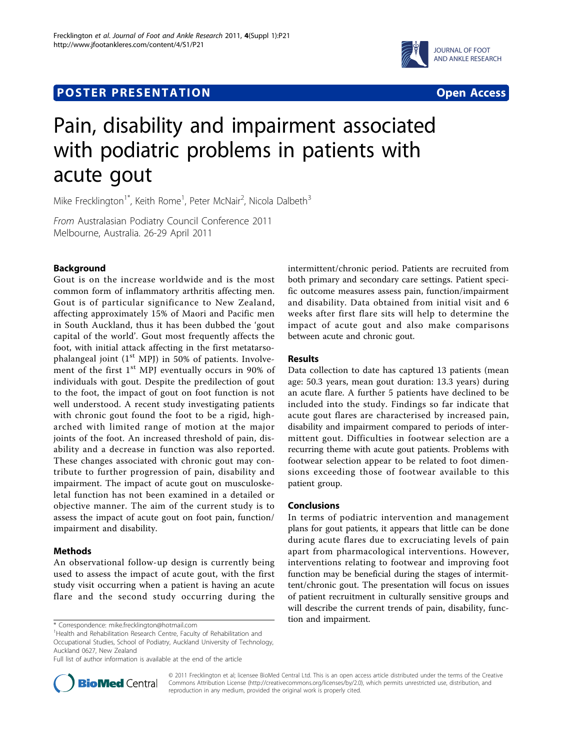**POSTER PRESENTATION** **Open Access**

# Pain, disability and impairment associated with podiatric problems in patients with acute gout

Mike Frecklington[1*], Keith Rome[1], Peter McNair[2], Nicola Dalbeth[3]

*From* Australasian Podiatry Council Conference 2011
Melbourne, Australia. 26-29 April 2011

## Background

Gout is on the increase worldwide and is the most common form of inflammatory arthritis affecting men. Gout is of particular significance to New Zealand, affecting approximately 15% of Maori and Pacific men in South Auckland, thus it has been dubbed the 'gout capital of the world'. Gout most frequently affects the foot, with initial attack affecting in the first metatarsophalangeal joint (1st MPJ) in 50% of patients. Involvement of the first 1st MPJ eventually occurs in 90% of individuals with gout. Despite the predilection of gout to the foot, the impact of gout on foot function is not well understood. A recent study investigating patients with chronic gout found the foot to be a rigid, high-arched with limited range of motion at the major joints of the foot. An increased threshold of pain, disability and a decrease in function was also reported. These changes associated with chronic gout may contribute to further progression of pain, disability and impairment. The impact of acute gout on musculoskeletal function has not been examined in a detailed or objective manner. The aim of the current study is to assess the impact of acute gout on foot pain, function/impairment and disability.

## Methods

An observational follow-up design is currently being used to assess the impact of acute gout, with the first study visit occurring when a patient is having an acute flare and the second study occurring during the intermittent/chronic period. Patients are recruited from both primary and secondary care settings. Patient specific outcome measures assess pain, function/impairment and disability. Data obtained from initial visit and 6 weeks after first flare sits will help to determine the impact of acute gout and also make comparisons between acute and chronic gout.

## Results

Data collection to date has captured 13 patients (mean age: 50.3 years, mean gout duration: 13.3 years) during an acute flare. A further 5 patients have declined to be included into the study. Findings so far indicate that acute gout flares are characterised by increased pain, disability and impairment compared to periods of intermittent gout. Difficulties in footwear selection are a recurring theme with acute gout patients. Problems with footwear selection appear to be related to foot dimensions exceeding those of footwear available to this patient group.

## Conclusions

In terms of podiatric intervention and management plans for gout patients, it appears that little can be done during acute flares due to excruciating levels of pain apart from pharmacological interventions. However, interventions relating to footwear and improving foot function may be beneficial during the stages of intermittent/chronic gout. The presentation will focus on issues of patient recruitment in culturally sensitive groups and will describe the current trends of pain, disability, function and impairment.

\* Correspondence: mike.frecklington@hotmail.com
[1]Health and Rehabilitation Research Centre, Faculty of Rehabilitation and Occupational Studies, School of Podiatry, Auckland University of Technology, Auckland 0627, New Zealand
Full list of author information is available at the end of the article

© 2011 Frecklington et al; licensee BioMed Central Ltd. This is an open access article distributed under the terms of the Creative Commons Attribution License (http://creativecommons.org/licenses/by/2.0), which permits unrestricted use, distribution, and reproduction in any medium, provided the original work is properly cited.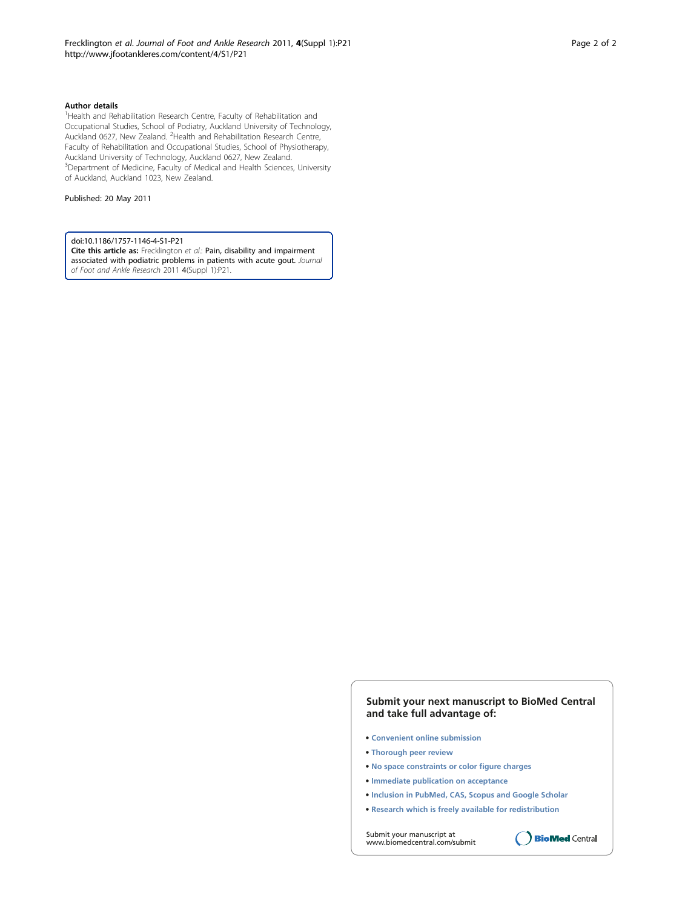#### Author details

[1]Health and Rehabilitation Research Centre, Faculty of Rehabilitation and Occupational Studies, School of Podiatry, Auckland University of Technology, Auckland 0627, New Zealand. [2]Health and Rehabilitation Research Centre, Faculty of Rehabilitation and Occupational Studies, School of Physiotherapy, Auckland University of Technology, Auckland 0627, New Zealand. [3]Department of Medicine, Faculty of Medical and Health Sciences, University of Auckland, Auckland 1023, New Zealand.

Published: 20 May 2011

doi:10.1186/1757-1146-4-S1-P21

**Cite this article as:** Frecklington *et al.*: Pain, disability and impairment associated with podiatric problems in patients with acute gout. *Journal of Foot and Ankle Research* 2011 **4**(Suppl 1):P21.

**Submit your next manuscript to BioMed Central and take full advantage of:**

- **Convenient online submission**
- **Thorough peer review**
- **No space constraints or color figure charges**
- **Immediate publication on acceptance**
- **Inclusion in PubMed, CAS, Scopus and Google Scholar**
- **Research which is freely available for redistribution**

Submit your manuscript at
www.biomedcentral.com/submit

BioMed Central